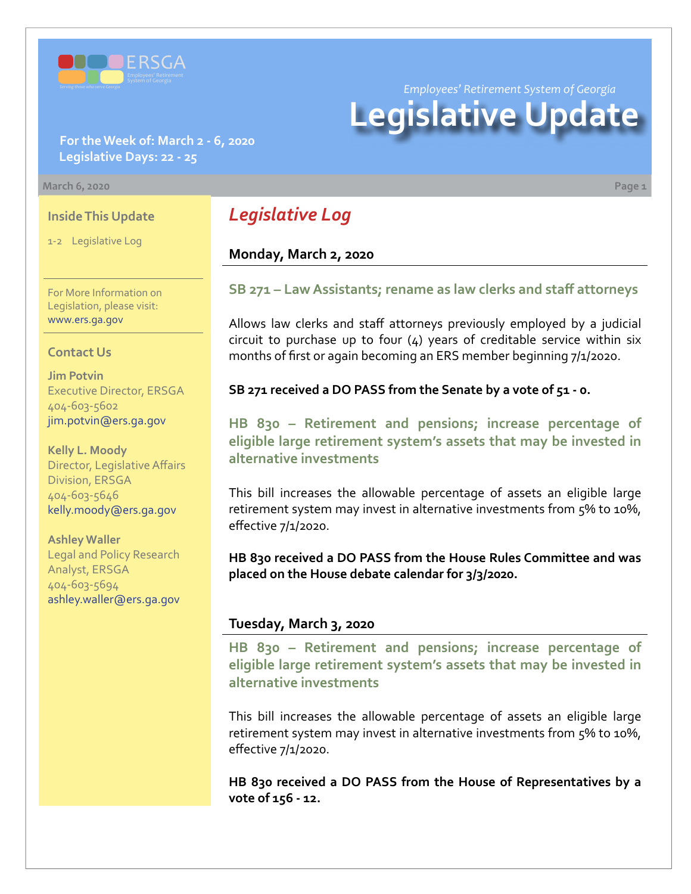ERSGA
Employees' Retirement System of Georgia
Serving those who serve Georgia

*Employees' Retirement System of Georgia*

# Legislative Update

**For the Week of: March 2 - 6, 2020**
**Legislative Days: 22 - 25**

**March 6, 2020**

### Inside This Update

1-2 Legislative Log

For More Information on Legislation, please visit: www.ers.ga.gov

### Contact Us

**Jim Potvin**
Executive Director, ERSGA
404-603-5602
jim.potvin@ers.ga.gov

**Kelly L. Moody**
Director, Legislative Affairs Division, ERSGA
404-603-5646
kelly.moody@ers.ga.gov

**Ashley Waller**
Legal and Policy Research Analyst, ERSGA
404-603-5694
ashley.waller@ers.ga.gov

## *Legislative Log*

### Monday, March 2, 2020

#### SB 271 – Law Assistants; rename as law clerks and staff attorneys

Allows law clerks and staff attorneys previously employed by a judicial circuit to purchase up to four (4) years of creditable service within six months of first or again becoming an ERS member beginning 7/1/2020.

**SB 271 received a DO PASS from the Senate by a vote of 51 - 0.**

#### HB 830 – Retirement and pensions; increase percentage of eligible large retirement system's assets that may be invested in alternative investments

This bill increases the allowable percentage of assets an eligible large retirement system may invest in alternative investments from 5% to 10%, effective 7/1/2020.

**HB 830 received a DO PASS from the House Rules Committee and was placed on the House debate calendar for 3/3/2020.**

### Tuesday, March 3, 2020

#### HB 830 – Retirement and pensions; increase percentage of eligible large retirement system's assets that may be invested in alternative investments

This bill increases the allowable percentage of assets an eligible large retirement system may invest in alternative investments from 5% to 10%, effective 7/1/2020.

**HB 830 received a DO PASS from the House of Representatives by a vote of 156 - 12.**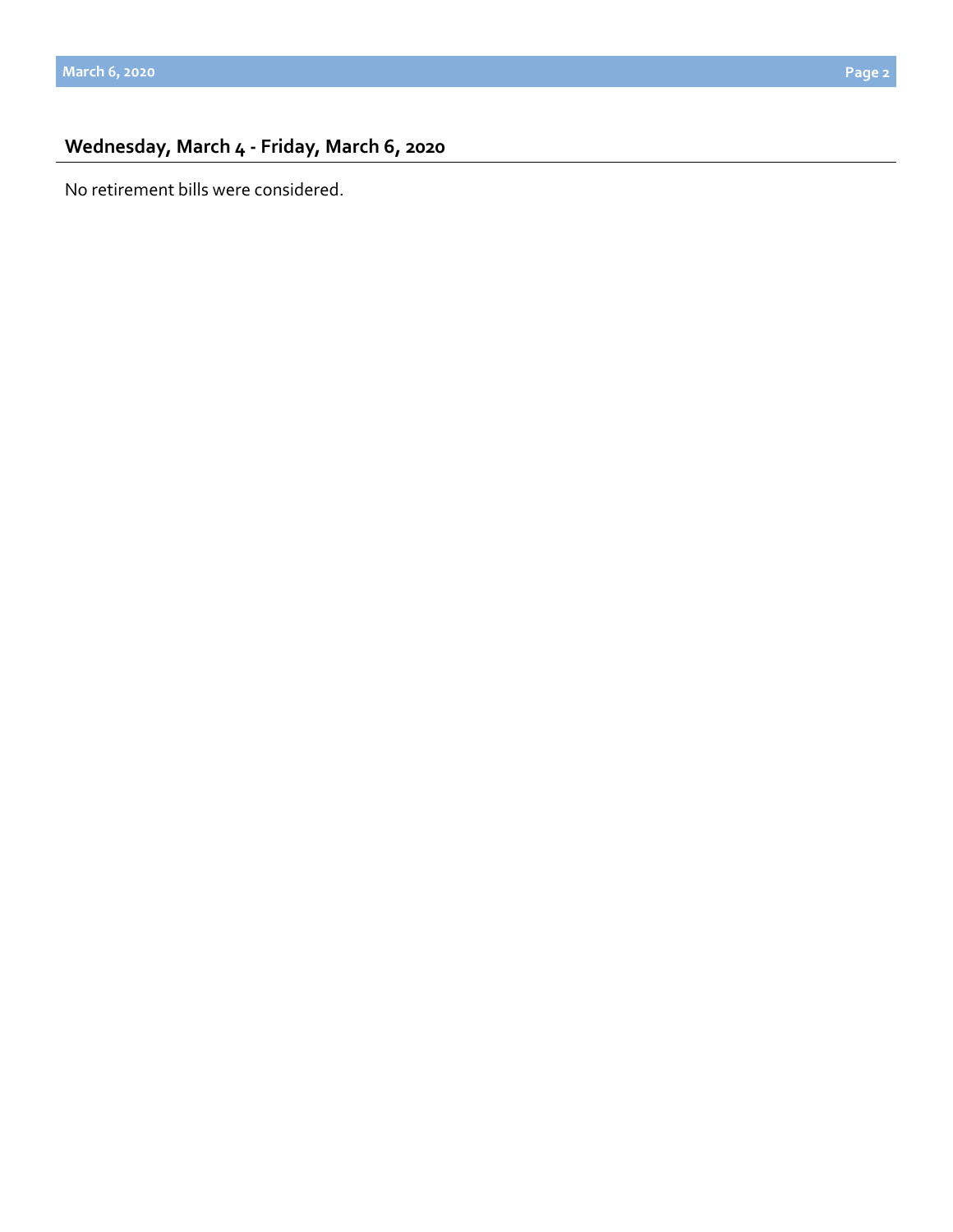## Wednesday, March 4 - Friday, March 6, 2020

No retirement bills were considered.